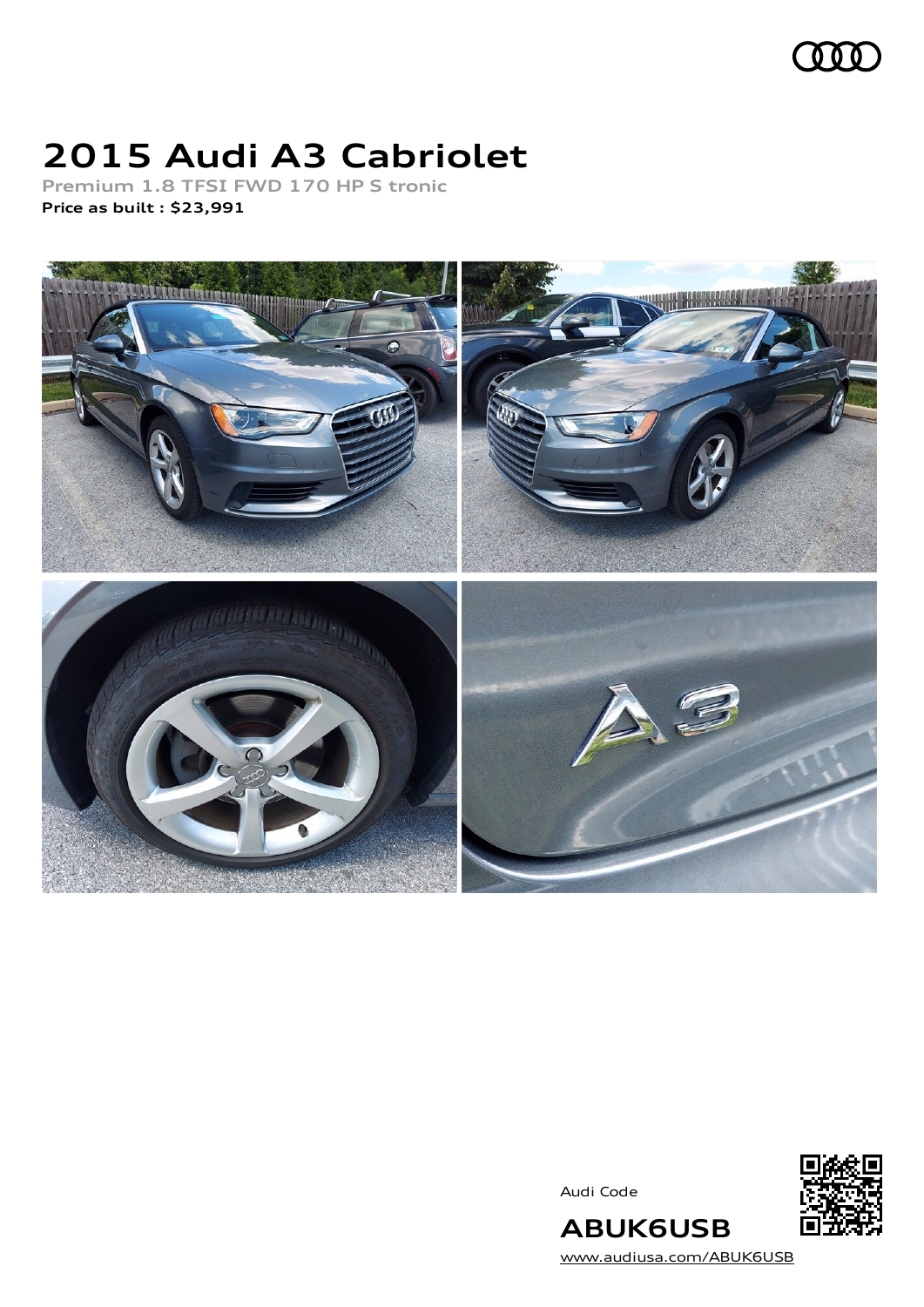# 2015 Audi A3 Cabriolet

**Premium 1.8 TFSI FWD 170 HP S tronic**

**Price as built : $23,991**

Audi Code

**ABUK6USB**

www.audiusa.com/ABUK6USB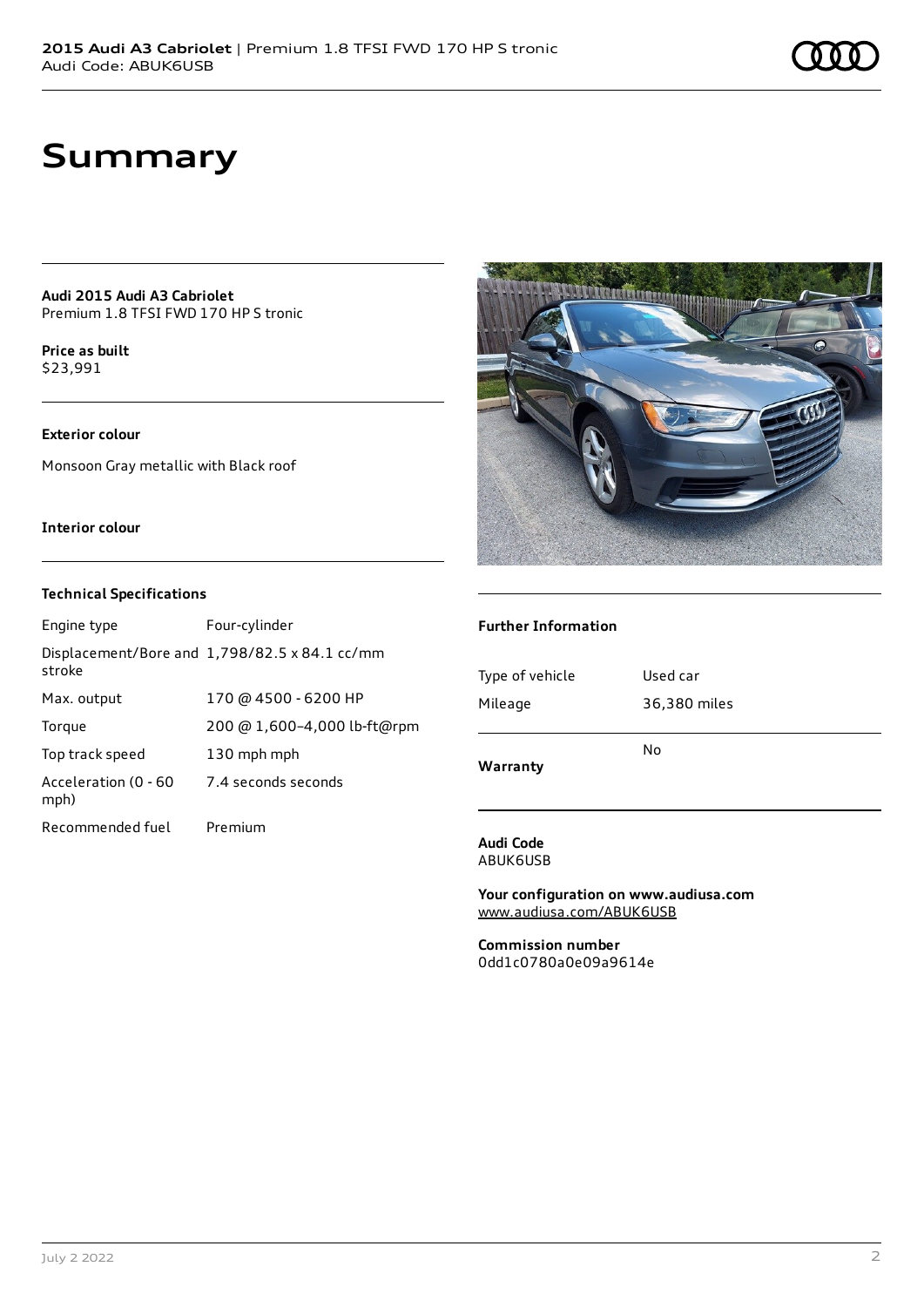# Summary

**Audi 2015 Audi A3 Cabriolet**
Premium 1.8 TFSI FWD 170 HP S tronic

**Price as built**
$23,991

**Exterior colour**

Monsoon Gray metallic with Black roof

**Interior colour**

**Technical Specifications**

| | |
|---|---|
| Engine type | Four-cylinder |
| Displacement/Bore and stroke | 1,798/82.5 x 84.1 cc/mm |
| Max. output | 170 @ 4500 - 6200 HP |
| Torque | 200 @ 1,600–4,000 lb-ft@rpm |
| Top track speed | 130 mph mph |
| Acceleration (0 - 60 mph) | 7.4 seconds seconds |
| Recommended fuel | Premium |

**Further Information**

| | |
|---|---|
| Type of vehicle | Used car |
| Mileage | 36,380 miles |
| **Warranty** | No |

**Audi Code**
ABUK6USB

**Your configuration on www.audiusa.com**
www.audiusa.com/ABUK6USB

**Commission number**
0dd1c0780a0e09a9614e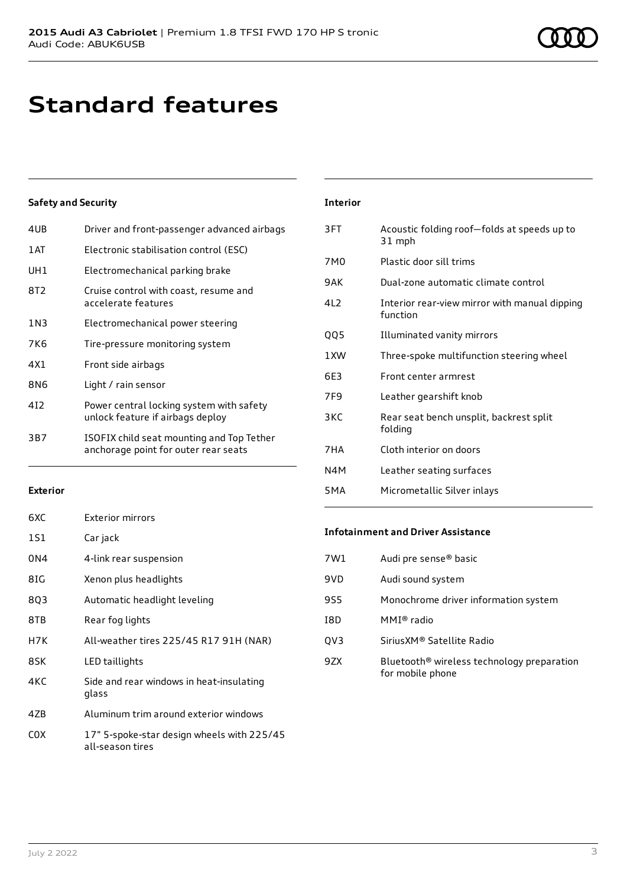# Standard features

### Safety and Security

| Code | Feature |
| --- | --- |
| 4UB | Driver and front-passenger advanced airbags |
| 1AT | Electronic stabilisation control (ESC) |
| UH1 | Electromechanical parking brake |
| 8T2 | Cruise control with coast, resume and accelerate features |
| 1N3 | Electromechanical power steering |
| 7K6 | Tire-pressure monitoring system |
| 4X1 | Front side airbags |
| 8N6 | Light / rain sensor |
| 4I2 | Power central locking system with safety unlock feature if airbags deploy |
| 3B7 | ISOFIX child seat mounting and Top Tether anchorage point for outer rear seats |

### Exterior

| Code | Feature |
| --- | --- |
| 6XC | Exterior mirrors |
| 1S1 | Car jack |
| 0N4 | 4-link rear suspension |
| 8IG | Xenon plus headlights |
| 8Q3 | Automatic headlight leveling |
| 8TB | Rear fog lights |
| H7K | All-weather tires 225/45 R17 91H (NAR) |
| 8SK | LED taillights |
| 4KC | Side and rear windows in heat-insulating glass |
| 4ZB | Aluminum trim around exterior windows |
| C0X | 17" 5-spoke-star design wheels with 225/45 all-season tires |

### Interior

| Code | Feature |
| --- | --- |
| 3FT | Acoustic folding roof—folds at speeds up to 31 mph |
| 7M0 | Plastic door sill trims |
| 9AK | Dual-zone automatic climate control |
| 4L2 | Interior rear-view mirror with manual dipping function |
| QQ5 | Illuminated vanity mirrors |
| 1XW | Three-spoke multifunction steering wheel |
| 6E3 | Front center armrest |
| 7F9 | Leather gearshift knob |
| 3KC | Rear seat bench unsplit, backrest split folding |
| 7HA | Cloth interior on doors |
| N4M | Leather seating surfaces |
| 5MA | Micrometallic Silver inlays |

### Infotainment and Driver Assistance

| Code | Feature |
| --- | --- |
| 7W1 | Audi pre sense® basic |
| 9VD | Audi sound system |
| 9S5 | Monochrome driver information system |
| I8D | MMI® radio |
| QV3 | SiriusXM® Satellite Radio |
| 9ZX | Bluetooth® wireless technology preparation for mobile phone |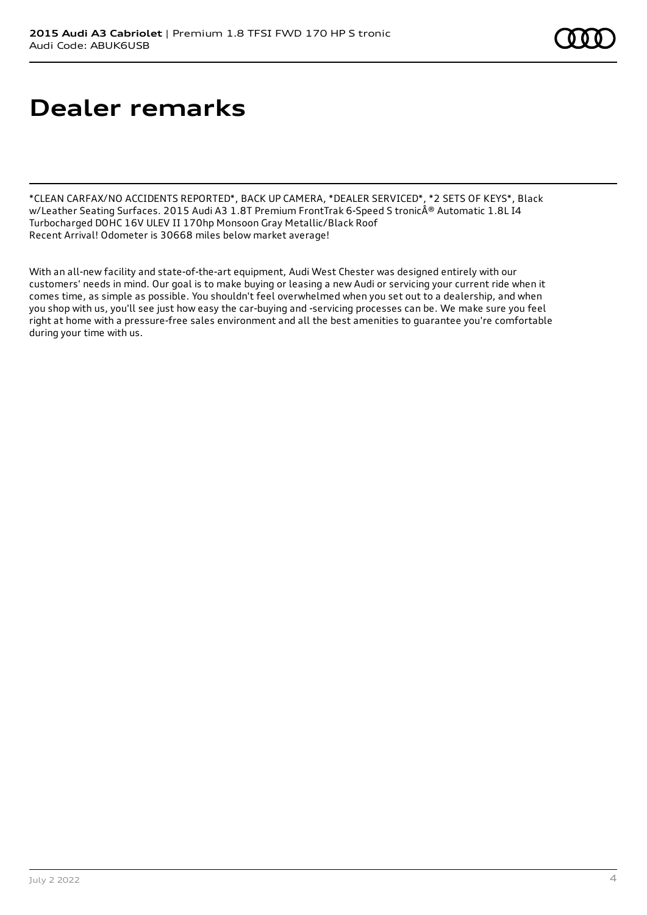# Dealer remarks

*CLEAN CARFAX/NO ACCIDENTS REPORTED*, BACK UP CAMERA, *DEALER SERVICED*, *2 SETS OF KEYS*, Black w/Leather Seating Surfaces. 2015 Audi A3 1.8T Premium FrontTrak 6-Speed S tronicÂ® Automatic 1.8L I4 Turbocharged DOHC 16V ULEV II 170hp Monsoon Gray Metallic/Black Roof
Recent Arrival! Odometer is 30668 miles below market average!

With an all-new facility and state-of-the-art equipment, Audi West Chester was designed entirely with our customers' needs in mind. Our goal is to make buying or leasing a new Audi or servicing your current ride when it comes time, as simple as possible. You shouldn't feel overwhelmed when you set out to a dealership, and when you shop with us, you'll see just how easy the car-buying and -servicing processes can be. We make sure you feel right at home with a pressure-free sales environment and all the best amenities to guarantee you're comfortable during your time with us.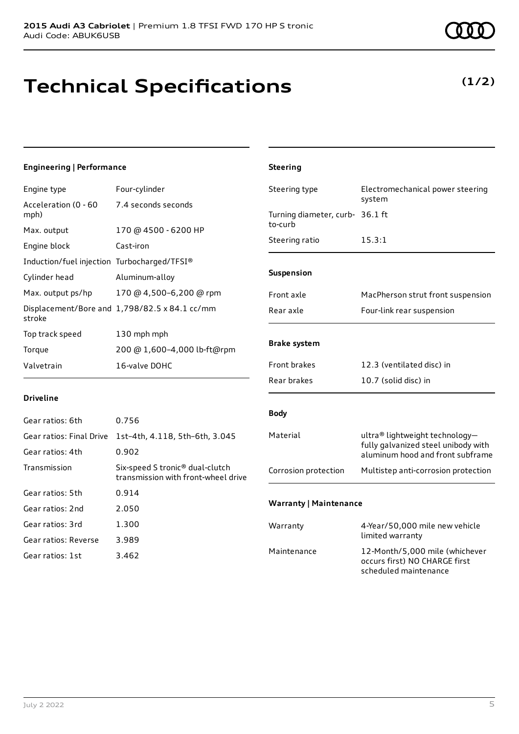# Technical Specifications

**(1/2)**

### Engineering | Performance

| | |
|---|---|
| Engine type | Four-cylinder |
| Acceleration (0 - 60 mph) | 7.4 seconds seconds |
| Max. output | 170 @ 4500 - 6200 HP |
| Engine block | Cast-iron |
| Induction/fuel injection | Turbocharged/TFSI® |
| Cylinder head | Aluminum-alloy |
| Max. output ps/hp | 170 @ 4,500–6,200 @ rpm |
| Displacement/Bore and stroke | 1,798/82.5 x 84.1 cc/mm |
| Top track speed | 130 mph mph |
| Torque | 200 @ 1,600–4,000 lb-ft@rpm |
| Valvetrain | 16-valve DOHC |

### Driveline

| | |
|---|---|
| Gear ratios: 6th | 0.756 |
| Gear ratios: Final Drive | 1st–4th, 4.118, 5th–6th, 3.045 |
| Gear ratios: 4th | 0.902 |
| Transmission | Six-speed S tronic® dual-clutch transmission with front-wheel drive |
| Gear ratios: 5th | 0.914 |
| Gear ratios: 2nd | 2.050 |
| Gear ratios: 3rd | 1.300 |
| Gear ratios: Reverse | 3.989 |
| Gear ratios: 1st | 3.462 |

### Steering

| | |
|---|---|
| Steering type | Electromechanical power steering system |
| Turning diameter, curb-to-curb | 36.1 ft |
| Steering ratio | 15.3:1 |

### Suspension

| | |
|---|---|
| Front axle | MacPherson strut front suspension |
| Rear axle | Four-link rear suspension |

### Brake system

| | |
|---|---|
| Front brakes | 12.3 (ventilated disc) in |
| Rear brakes | 10.7 (solid disc) in |

### Body

| | |
|---|---|
| Material | ultra® lightweight technology—fully galvanized steel unibody with aluminum hood and front subframe |
| Corrosion protection | Multistep anti-corrosion protection |

### Warranty | Maintenance

| | |
|---|---|
| Warranty | 4-Year/50,000 mile new vehicle limited warranty |
| Maintenance | 12-Month/5,000 mile (whichever occurs first) NO CHARGE first scheduled maintenance |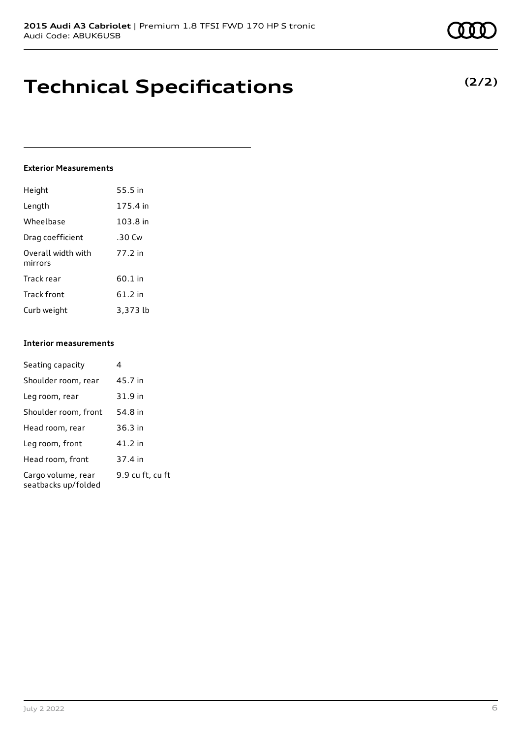# Technical Specifications

**(2/2)**

### Exterior Measurements

| | |
|---|---|
| Height | 55.5 in |
| Length | 175.4 in |
| Wheelbase | 103.8 in |
| Drag coefficient | .30 Cw |
| Overall width with mirrors | 77.2 in |
| Track rear | 60.1 in |
| Track front | 61.2 in |
| Curb weight | 3,373 lb |

### Interior measurements

| | |
|---|---|
| Seating capacity | 4 |
| Shoulder room, rear | 45.7 in |
| Leg room, rear | 31.9 in |
| Shoulder room, front | 54.8 in |
| Head room, rear | 36.3 in |
| Leg room, front | 41.2 in |
| Head room, front | 37.4 in |
| Cargo volume, rear seatbacks up/folded | 9.9 cu ft, cu ft |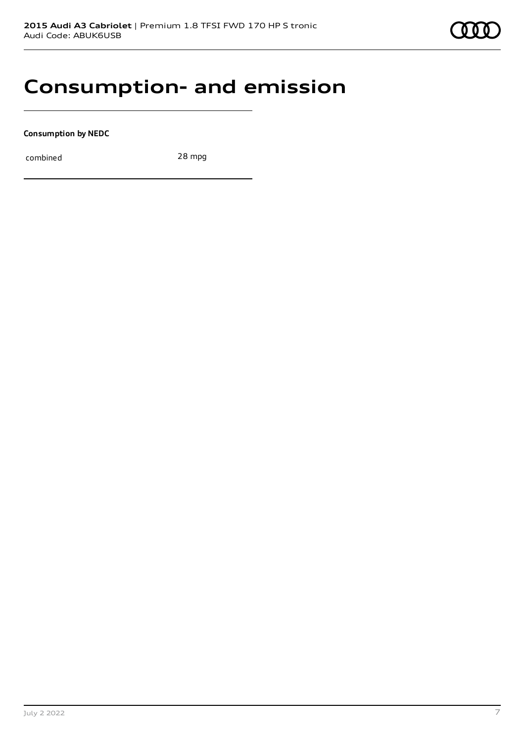# Consumption- and emission

**Consumption by NEDC**

| combined | 28 mpg |
|---|---|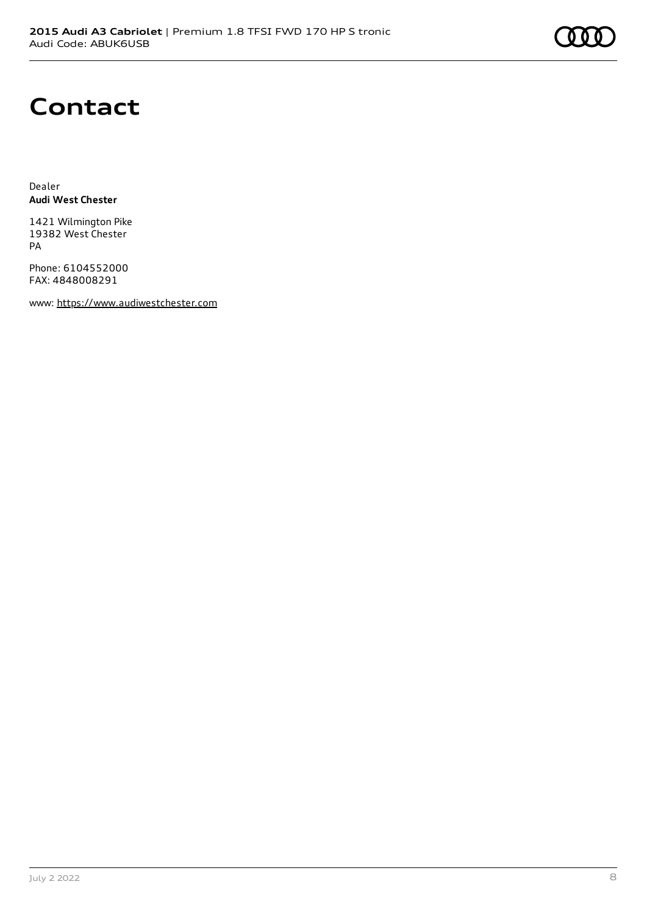# Contact

Dealer
**Audi West Chester**

1421 Wilmington Pike
19382 West Chester
PA

Phone: 6104552000
FAX: 4848008291

www: https://www.audiwestchester.com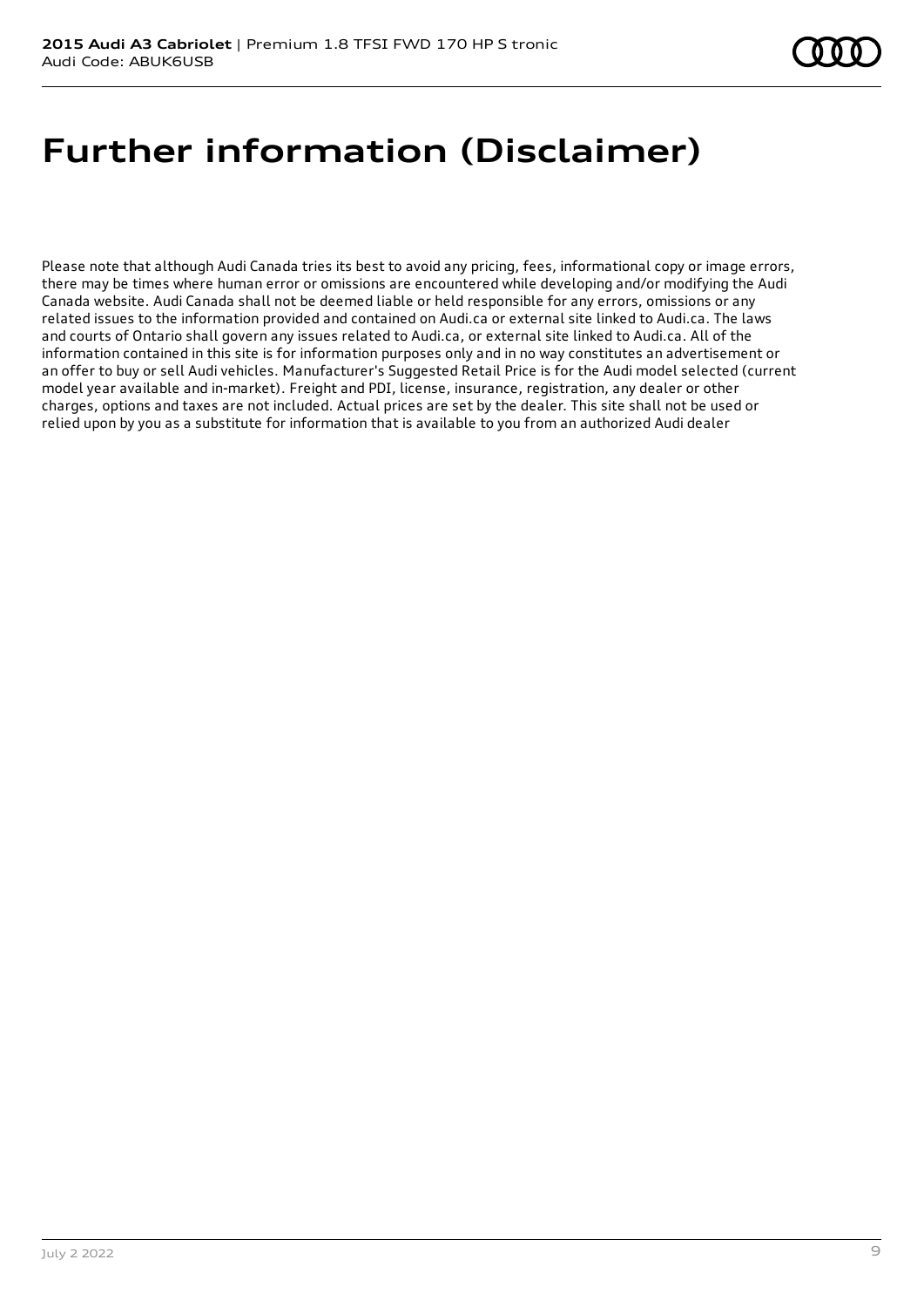# Further information (Disclaimer)

Please note that although Audi Canada tries its best to avoid any pricing, fees, informational copy or image errors, there may be times where human error or omissions are encountered while developing and/or modifying the Audi Canada website. Audi Canada shall not be deemed liable or held responsible for any errors, omissions or any related issues to the information provided and contained on Audi.ca or external site linked to Audi.ca. The laws and courts of Ontario shall govern any issues related to Audi.ca, or external site linked to Audi.ca. All of the information contained in this site is for information purposes only and in no way constitutes an advertisement or an offer to buy or sell Audi vehicles. Manufacturer's Suggested Retail Price is for the Audi model selected (current model year available and in-market). Freight and PDI, license, insurance, registration, any dealer or other charges, options and taxes are not included. Actual prices are set by the dealer. This site shall not be used or relied upon by you as a substitute for information that is available to you from an authorized Audi dealer